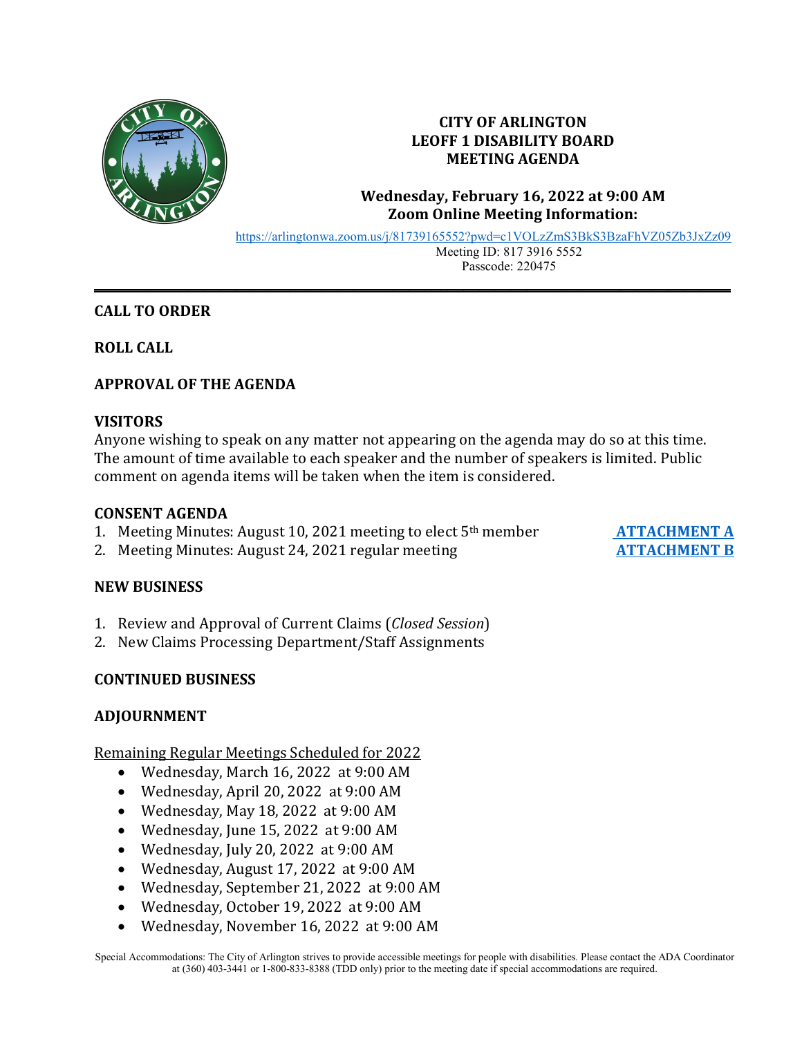# CITY OF ARLINGTON
# LEOFF 1 DISABILITY BOARD
# MEETING AGENDA

**Wednesday, February 16, 2022 at 9:00 AM**
**Zoom Online Meeting Information:**

https://arlingtonwa.zoom.us/j/81739165552?pwd=c1VOLzZmS3BkS3BzaFhVZ05Zb3JxZz09
Meeting ID: 817 3916 5552
Passcode: 220475

---

## CALL TO ORDER

## ROLL CALL

## APPROVAL OF THE AGENDA

## VISITORS

Anyone wishing to speak on any matter not appearing on the agenda may do so at this time. The amount of time available to each speaker and the number of speakers is limited. Public comment on agenda items will be taken when the item is considered.

## CONSENT AGENDA

1. Meeting Minutes: August 10, 2021 meeting to elect 5th member — **ATTACHMENT A**
2. Meeting Minutes: August 24, 2021 regular meeting — **ATTACHMENT B**

## NEW BUSINESS

1. Review and Approval of Current Claims (*Closed Session*)
2. New Claims Processing Department/Staff Assignments

## CONTINUED BUSINESS

## ADJOURNMENT

Remaining Regular Meetings Scheduled for 2022

- Wednesday, March 16, 2022 at 9:00 AM
- Wednesday, April 20, 2022 at 9:00 AM
- Wednesday, May 18, 2022 at 9:00 AM
- Wednesday, June 15, 2022 at 9:00 AM
- Wednesday, July 20, 2022 at 9:00 AM
- Wednesday, August 17, 2022 at 9:00 AM
- Wednesday, September 21, 2022 at 9:00 AM
- Wednesday, October 19, 2022 at 9:00 AM
- Wednesday, November 16, 2022 at 9:00 AM

Special Accommodations: The City of Arlington strives to provide accessible meetings for people with disabilities. Please contact the ADA Coordinator at (360) 403-3441 or 1-800-833-8388 (TDD only) prior to the meeting date if special accommodations are required.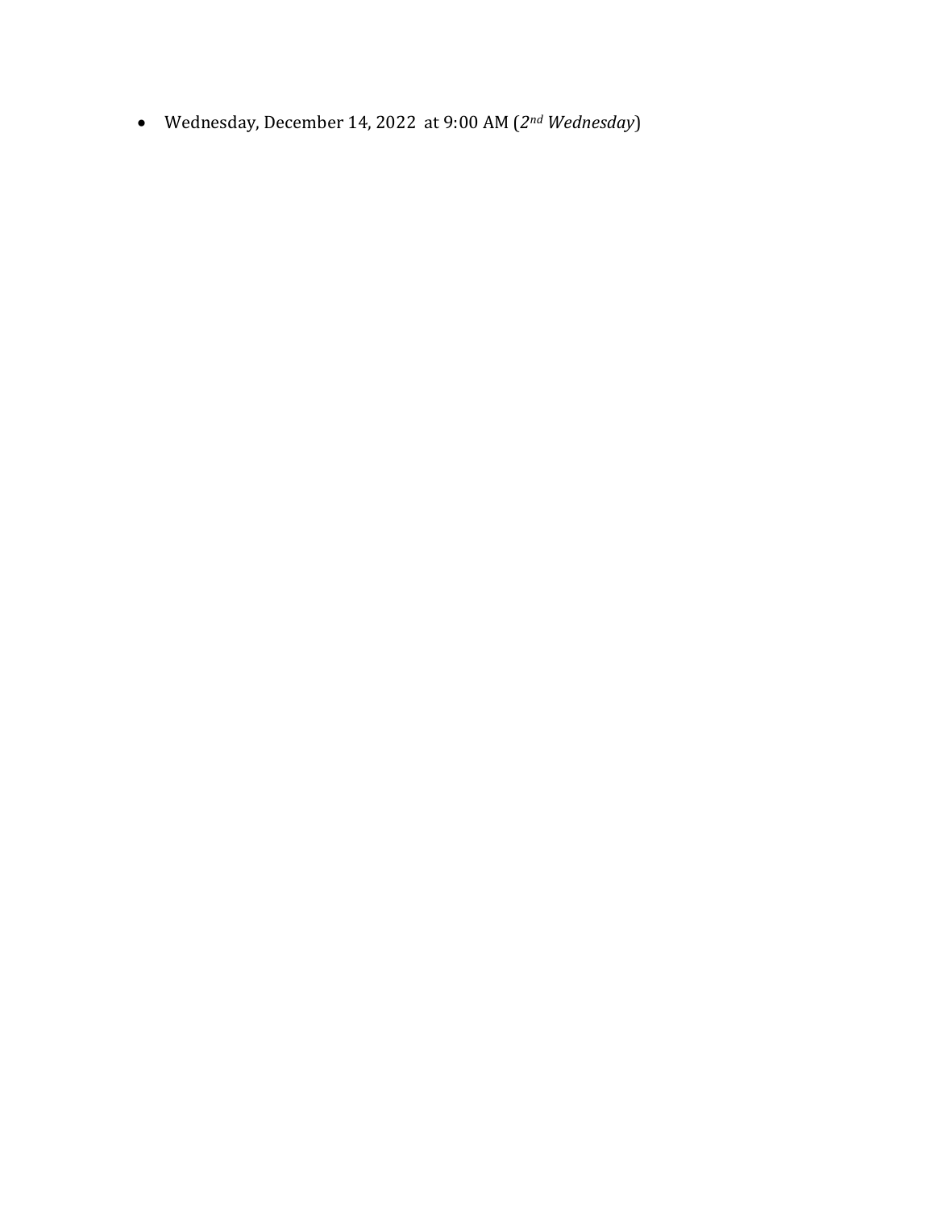- Wednesday, December 14, 2022 at 9:00 AM (*2nd Wednesday*)